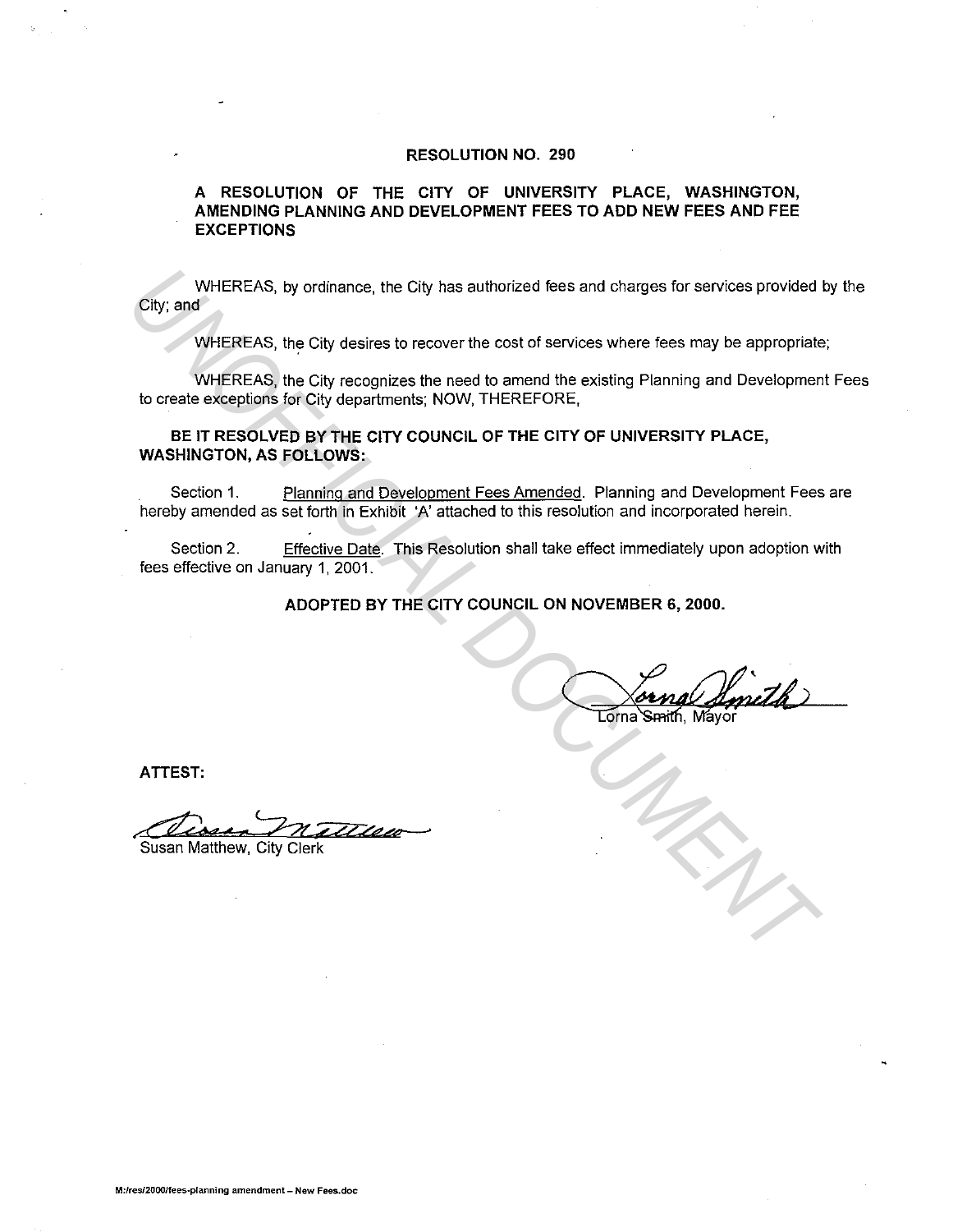# RESOLUTION NO. 290

## A RESOLUTION OF THE CITY OF UNIVERSITY PLACE, WASHINGTON, AMENDING PLANNING AND DEVELOPMENT FEES TO ADD NEW FEES AND FEE EXCEPTIONS

WHEREAS, by ordinance, the City has authorized fees and charges for services provided by the City; and

WHEREAS, the City desires to recover the cost of services where fees may be appropriate;

WHEREAS, the City recognizes the need to amend the existing Planning and Development Fees to create exceptions for City departments; NOW, THEREFORE,

**BE IT RESOLVED BY THE CITY COUNCIL OF THE CITY OF UNIVERSITY PLACE, WASHINGTON, AS FOLLOWS:**

Section 1. Planning and Development Fees Amended. Planning and Development Fees are hereby amended as set forth in Exhibit 'A' attached to this resolution and incorporated herein.

Section 2. Effective Date. This Resolution shall take effect immediately upon adoption with fees effective on January 1, 2001.

**ADOPTED BY THE CITY COUNCIL ON NOVEMBER 6, 2000.**

Lorna Smith, Mayor

**ATTEST:**

Susan Matthew, City Clerk

M:/res/2000/fees-planning amendment – New Fees.doc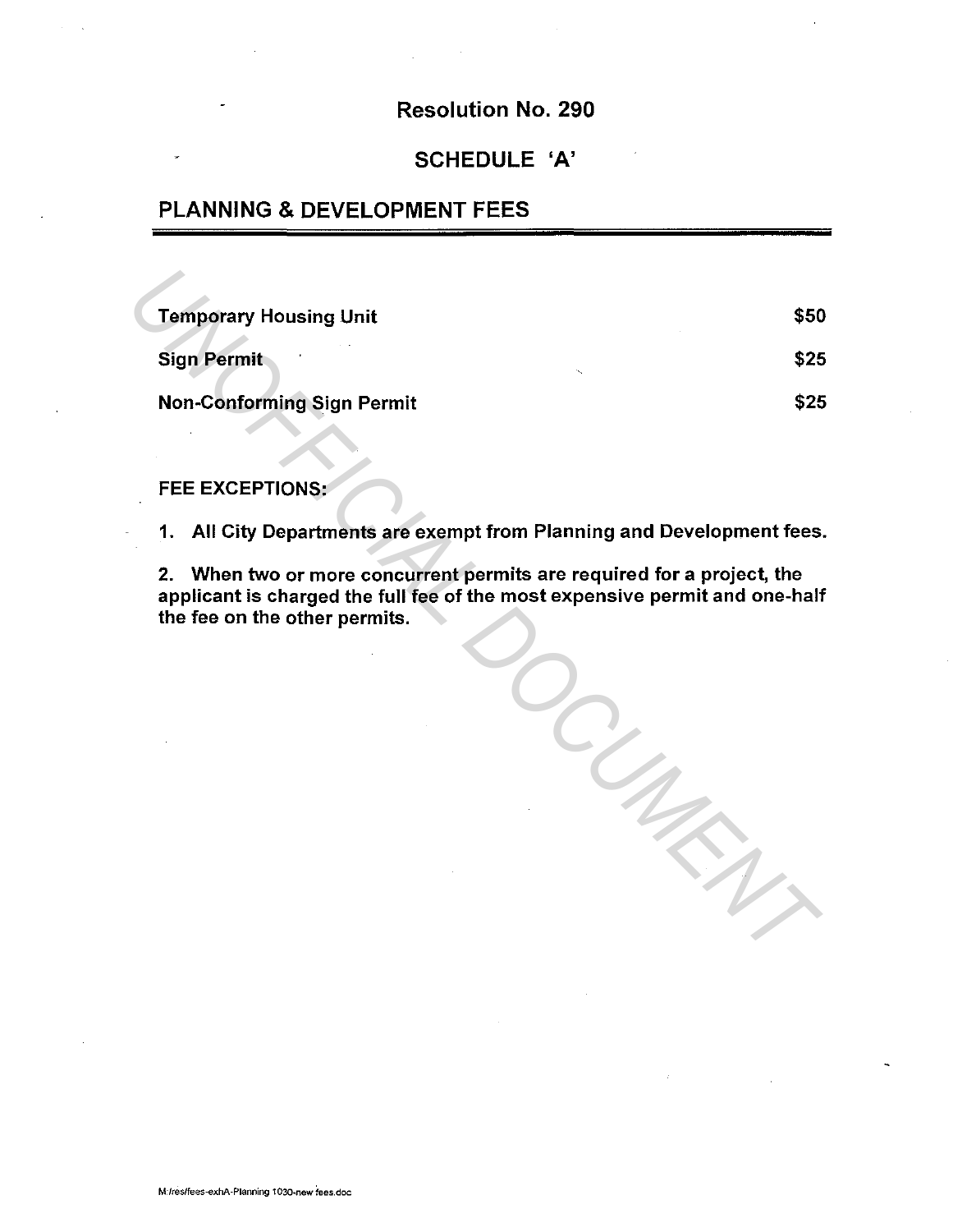# Resolution No. 290

## SCHEDULE 'A'

## PLANNING & DEVELOPMENT FEES

| | |
|---|---|
| **Temporary Housing Unit** | **$50** |
| **Sign Permit** | **$25** |
| **Non-Conforming Sign Permit** | **$25** |

**FEE EXCEPTIONS:**

**1. All City Departments are exempt from Planning and Development fees.**

**2. When two or more concurrent permits are required for a project, the applicant is charged the full fee of the most expensive permit and one-half the fee on the other permits.**

M:/res/fees-exhA-Planning 1030-new fees.doc